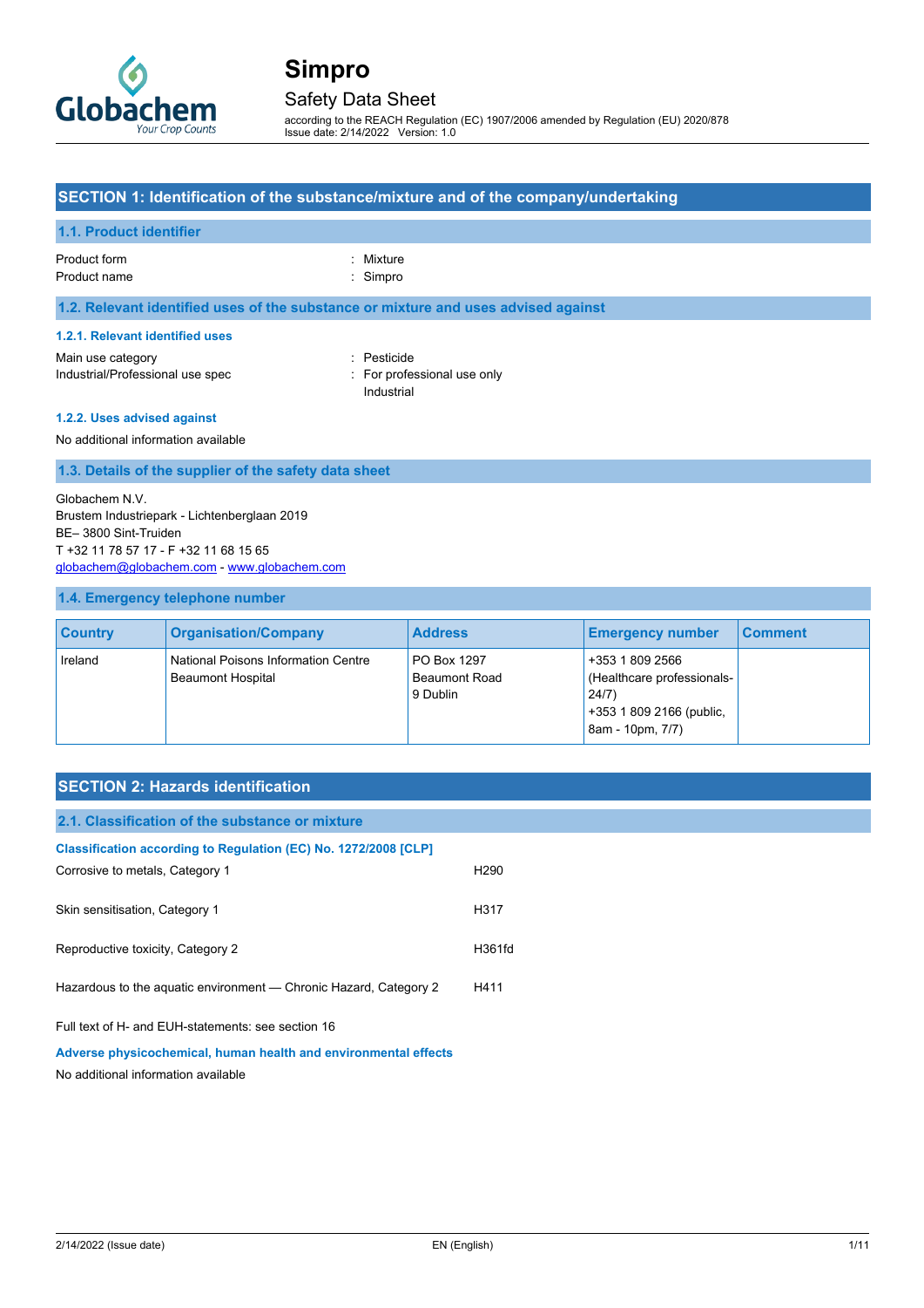# Simpro

## Safety Data Sheet

according to the REACH Regulation (EC) 1907/2006 amended by Regulation (EU) 2020/878
Issue date: 2/14/2022 Version: 1.0

## SECTION 1: Identification of the substance/mixture and of the company/undertaking

### 1.1. Product identifier

Product form : Mixture
Product name : Simpro

### 1.2. Relevant identified uses of the substance or mixture and uses advised against

#### 1.2.1. Relevant identified uses

Main use category : Pesticide
Industrial/Professional use spec : For professional use only
Industrial

#### 1.2.2. Uses advised against

No additional information available

### 1.3. Details of the supplier of the safety data sheet

Globachem N.V.
Brustem Industriepark - Lichtenberglaan 2019
BE– 3800 Sint-Truiden
T +32 11 78 57 17 - F +32 11 68 15 65
globachem@globachem.com - www.globachem.com

### 1.4. Emergency telephone number

| Country | Organisation/Company | Address | Emergency number | Comment |
|---|---|---|---|---|
| Ireland | National Poisons Information Centre Beaumont Hospital | PO Box 1297 Beaumont Road 9 Dublin | +353 1 809 2566 (Healthcare professionals-24/7) +353 1 809 2166 (public, 8am - 10pm, 7/7) | |

## SECTION 2: Hazards identification

### 2.1. Classification of the substance or mixture

#### Classification according to Regulation (EC) No. 1272/2008 [CLP]

| | |
|---|---|
| Corrosive to metals, Category 1 | H290 |
| Skin sensitisation, Category 1 | H317 |
| Reproductive toxicity, Category 2 | H361fd |
| Hazardous to the aquatic environment — Chronic Hazard, Category 2 | H411 |

Full text of H- and EUH-statements: see section 16

#### Adverse physicochemical, human health and environmental effects

No additional information available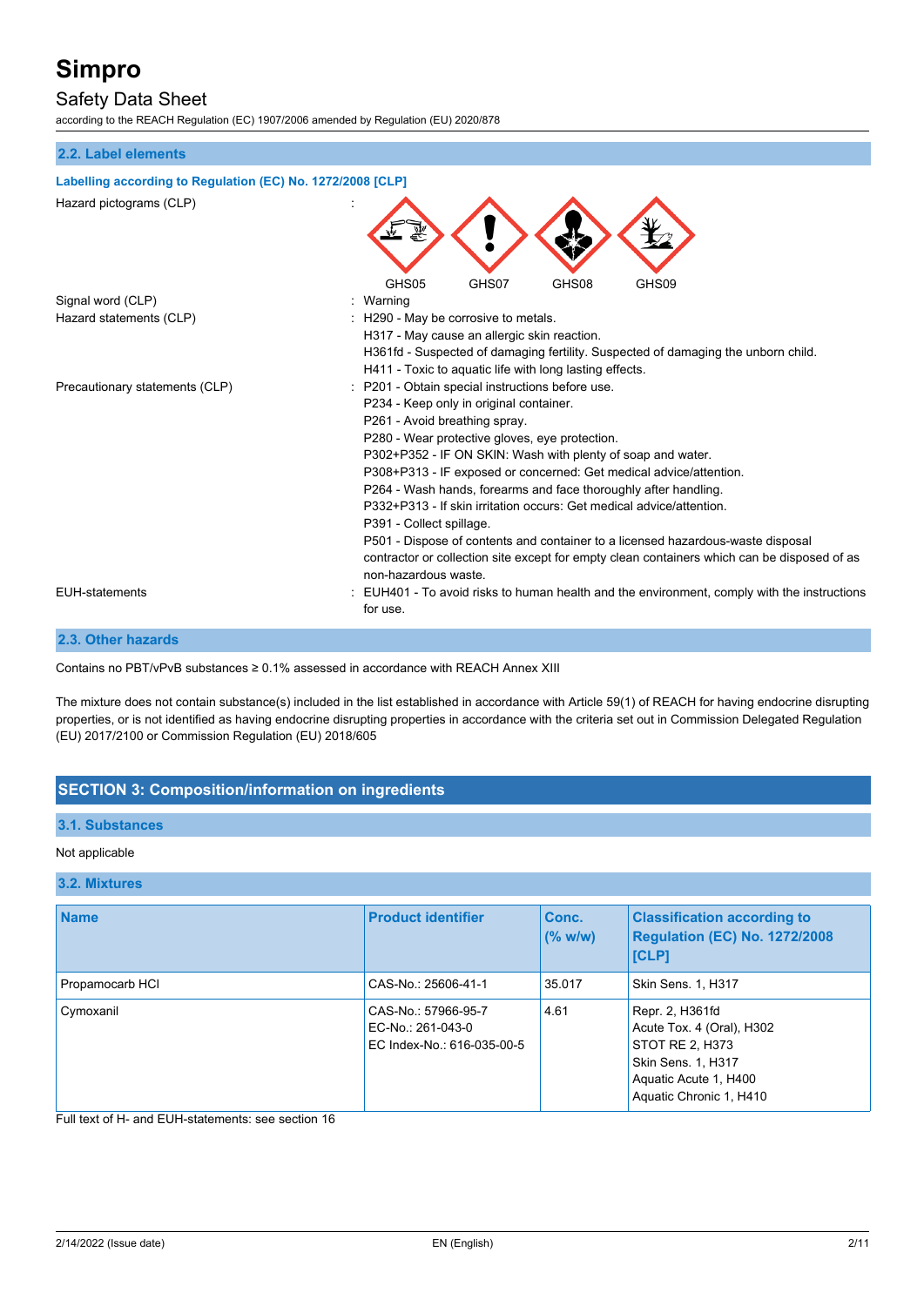### 2.2. Label elements

**Labelling according to Regulation (EC) No. 1272/2008 [CLP]**

Hazard pictograms (CLP) :

GHS05 GHS07 GHS08 GHS09

Signal word (CLP) : Warning

Hazard statements (CLP) : H290 - May be corrosive to metals.
H317 - May cause an allergic skin reaction.
H361fd - Suspected of damaging fertility. Suspected of damaging the unborn child.
H411 - Toxic to aquatic life with long lasting effects.

Precautionary statements (CLP) : P201 - Obtain special instructions before use.
P234 - Keep only in original container.
P261 - Avoid breathing spray.
P280 - Wear protective gloves, eye protection.
P302+P352 - IF ON SKIN: Wash with plenty of soap and water.
P308+P313 - IF exposed or concerned: Get medical advice/attention.
P264 - Wash hands, forearms and face thoroughly after handling.
P332+P313 - If skin irritation occurs: Get medical advice/attention.
P391 - Collect spillage.
P501 - Dispose of contents and container to a licensed hazardous-waste disposal contractor or collection site except for empty clean containers which can be disposed of as non-hazardous waste.

EUH-statements : EUH401 - To avoid risks to human health and the environment, comply with the instructions for use.

### 2.3. Other hazards

Contains no PBT/vPvB substances ≥ 0.1% assessed in accordance with REACH Annex XIII

The mixture does not contain substance(s) included in the list established in accordance with Article 59(1) of REACH for having endocrine disrupting properties, or is not identified as having endocrine disrupting properties in accordance with the criteria set out in Commission Delegated Regulation (EU) 2017/2100 or Commission Regulation (EU) 2018/605

## SECTION 3: Composition/information on ingredients

### 3.1. Substances

Not applicable

### 3.2. Mixtures

| Name | Product identifier | Conc. (% w/w) | Classification according to Regulation (EC) No. 1272/2008 [CLP] |
|---|---|---|---|
| Propamocarb HCl | CAS-No.: 25606-41-1 | 35.017 | Skin Sens. 1, H317 |
| Cymoxanil | CAS-No.: 57966-95-7<br>EC-No.: 261-043-0<br>EC Index-No.: 616-035-00-5 | 4.61 | Repr. 2, H361fd<br>Acute Tox. 4 (Oral), H302<br>STOT RE 2, H373<br>Skin Sens. 1, H317<br>Aquatic Acute 1, H400<br>Aquatic Chronic 1, H410 |

Full text of H- and EUH-statements: see section 16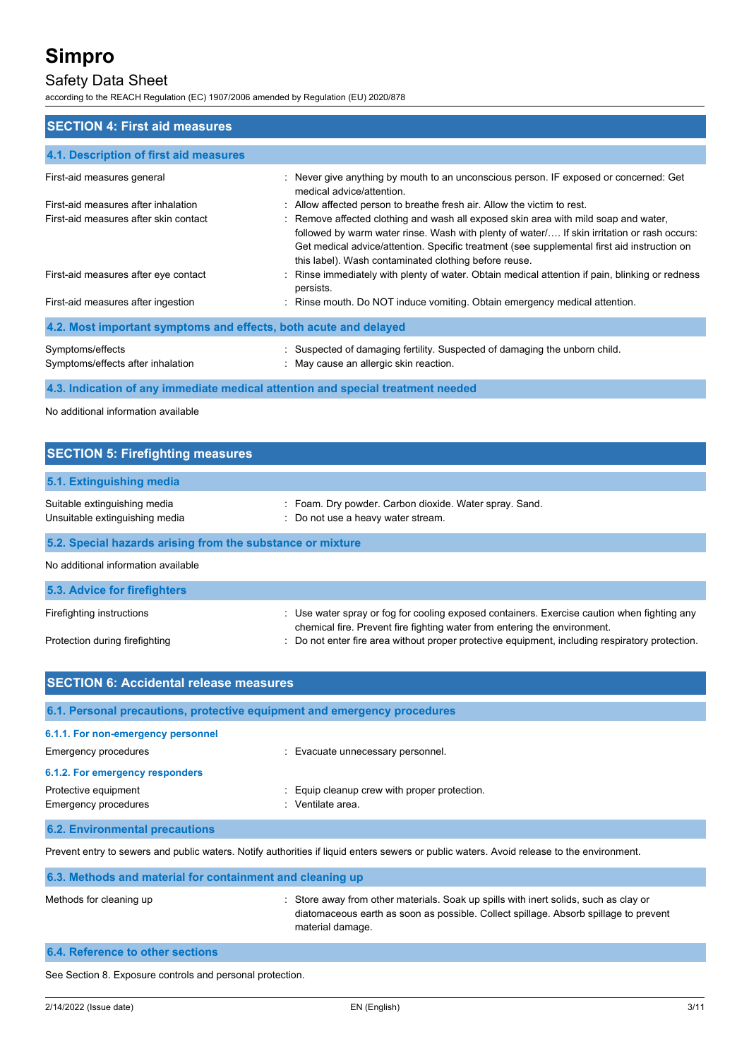## SECTION 4: First aid measures

### 4.1. Description of first aid measures

| | |
|---|---|
| First-aid measures general | : Never give anything by mouth to an unconscious person. IF exposed or concerned: Get medical advice/attention. |
| First-aid measures after inhalation | : Allow affected person to breathe fresh air. Allow the victim to rest. |
| First-aid measures after skin contact | : Remove affected clothing and wash all exposed skin area with mild soap and water, followed by warm water rinse. Wash with plenty of water/…. If skin irritation or rash occurs: Get medical advice/attention. Specific treatment (see supplemental first aid instruction on this label). Wash contaminated clothing before reuse. |
| First-aid measures after eye contact | : Rinse immediately with plenty of water. Obtain medical attention if pain, blinking or redness persists. |
| First-aid measures after ingestion | : Rinse mouth. Do NOT induce vomiting. Obtain emergency medical attention. |

### 4.2. Most important symptoms and effects, both acute and delayed

| | |
|---|---|
| Symptoms/effects | : Suspected of damaging fertility. Suspected of damaging the unborn child. |
| Symptoms/effects after inhalation | : May cause an allergic skin reaction. |

### 4.3. Indication of any immediate medical attention and special treatment needed

No additional information available

## SECTION 5: Firefighting measures

### 5.1. Extinguishing media

| | |
|---|---|
| Suitable extinguishing media | : Foam. Dry powder. Carbon dioxide. Water spray. Sand. |
| Unsuitable extinguishing media | : Do not use a heavy water stream. |

### 5.2. Special hazards arising from the substance or mixture

No additional information available

### 5.3. Advice for firefighters

| | |
|---|---|
| Firefighting instructions | : Use water spray or fog for cooling exposed containers. Exercise caution when fighting any chemical fire. Prevent fire fighting water from entering the environment. |
| Protection during firefighting | : Do not enter fire area without proper protective equipment, including respiratory protection. |

## SECTION 6: Accidental release measures

### 6.1. Personal precautions, protective equipment and emergency procedures

#### 6.1.1. For non-emergency personnel

| | |
|---|---|
| Emergency procedures | : Evacuate unnecessary personnel. |

#### 6.1.2. For emergency responders

| | |
|---|---|
| Protective equipment | : Equip cleanup crew with proper protection. |
| Emergency procedures | : Ventilate area. |

### 6.2. Environmental precautions

Prevent entry to sewers and public waters. Notify authorities if liquid enters sewers or public waters. Avoid release to the environment.

### 6.3. Methods and material for containment and cleaning up

| | |
|---|---|
| Methods for cleaning up | : Store away from other materials. Soak up spills with inert solids, such as clay or diatomaceous earth as soon as possible. Collect spillage. Absorb spillage to prevent material damage. |

### 6.4. Reference to other sections

See Section 8. Exposure controls and personal protection.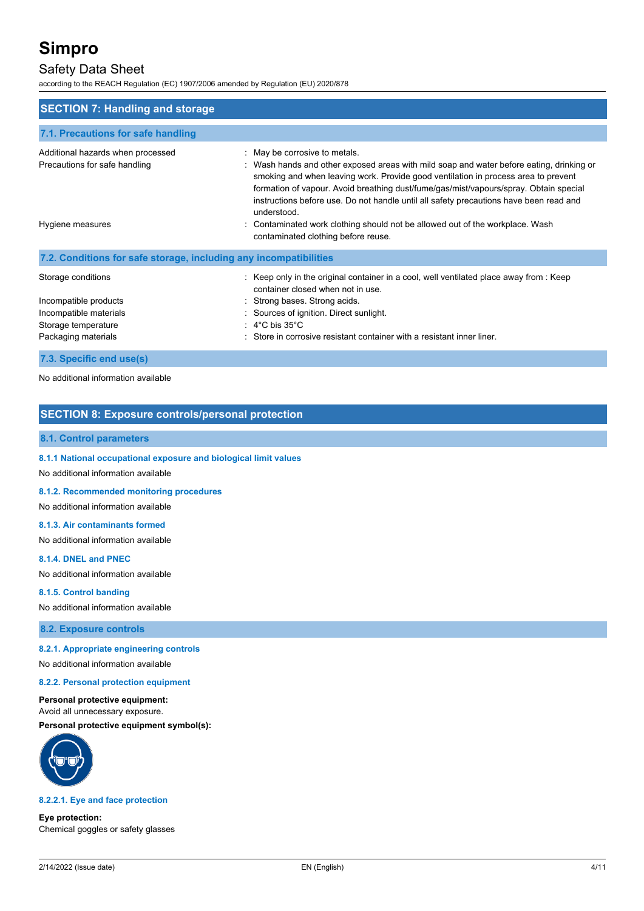## SECTION 7: Handling and storage

### 7.1. Precautions for safe handling

| | |
|---|---|
| Additional hazards when processed | : May be corrosive to metals. |
| Precautions for safe handling | : Wash hands and other exposed areas with mild soap and water before eating, drinking or smoking and when leaving work. Provide good ventilation in process area to prevent formation of vapour. Avoid breathing dust/fume/gas/mist/vapours/spray. Obtain special instructions before use. Do not handle until all safety precautions have been read and understood. |
| Hygiene measures | : Contaminated work clothing should not be allowed out of the workplace. Wash contaminated clothing before reuse. |

### 7.2. Conditions for safe storage, including any incompatibilities

| | |
|---|---|
| Storage conditions | : Keep only in the original container in a cool, well ventilated place away from : Keep container closed when not in use. |
| Incompatible products | : Strong bases. Strong acids. |
| Incompatible materials | : Sources of ignition. Direct sunlight. |
| Storage temperature | : 4°C bis 35°C |
| Packaging materials | : Store in corrosive resistant container with a resistant inner liner. |

### 7.3. Specific end use(s)

No additional information available

## SECTION 8: Exposure controls/personal protection

### 8.1. Control parameters

#### 8.1.1 National occupational exposure and biological limit values

No additional information available

#### 8.1.2. Recommended monitoring procedures

No additional information available

#### 8.1.3. Air contaminants formed

No additional information available

#### 8.1.4. DNEL and PNEC

No additional information available

#### 8.1.5. Control banding

No additional information available

### 8.2. Exposure controls

#### 8.2.1. Appropriate engineering controls

No additional information available

#### 8.2.2. Personal protection equipment

**Personal protective equipment:**
Avoid all unnecessary exposure.

**Personal protective equipment symbol(s):**

#### 8.2.2.1. Eye and face protection

**Eye protection:**
Chemical goggles or safety glasses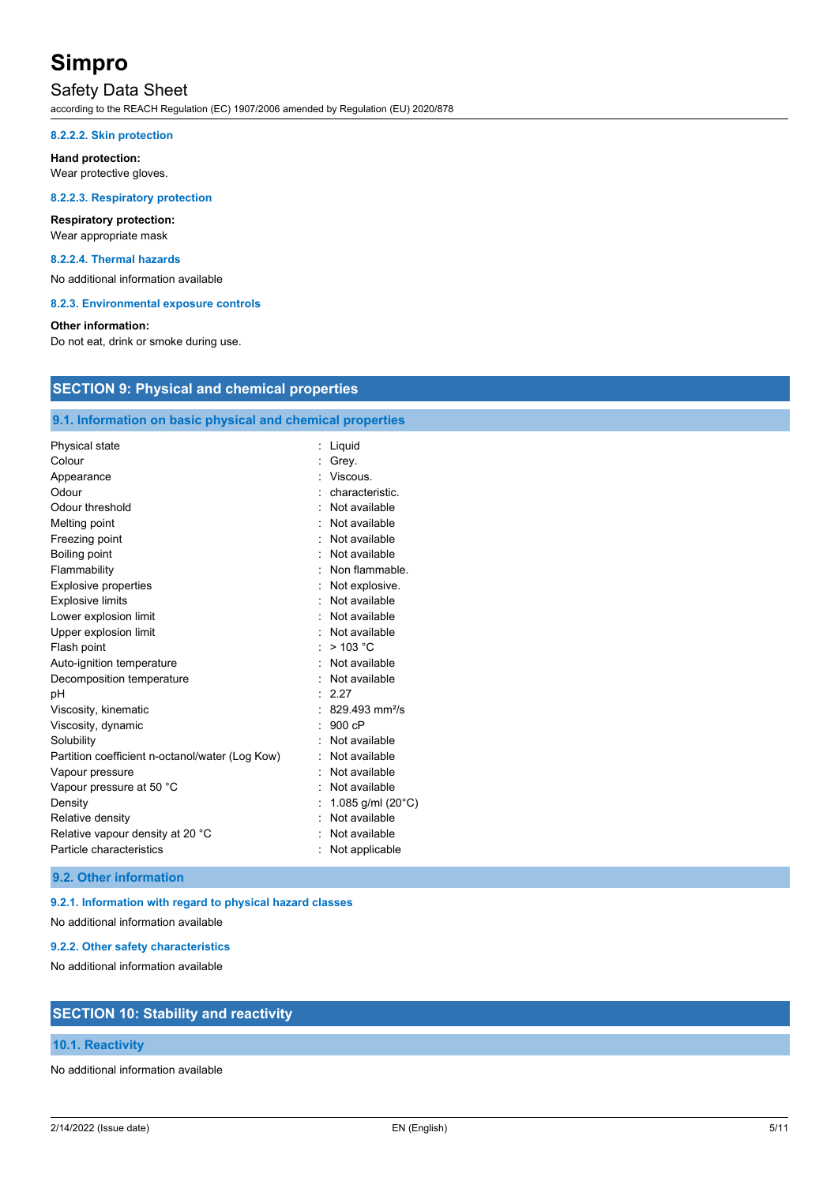#### 8.2.2.2. Skin protection

**Hand protection:**
Wear protective gloves.

#### 8.2.2.3. Respiratory protection

**Respiratory protection:**
Wear appropriate mask

#### 8.2.2.4. Thermal hazards

No additional information available

#### 8.2.3. Environmental exposure controls

**Other information:**
Do not eat, drink or smoke during use.

## SECTION 9: Physical and chemical properties

### 9.1. Information on basic physical and chemical properties

| Property | Value |
|---|---|
| Physical state | Liquid |
| Colour | Grey. |
| Appearance | Viscous. |
| Odour | characteristic. |
| Odour threshold | Not available |
| Melting point | Not available |
| Freezing point | Not available |
| Boiling point | Not available |
| Flammability | Non flammable. |
| Explosive properties | Not explosive. |
| Explosive limits | Not available |
| Lower explosion limit | Not available |
| Upper explosion limit | Not available |
| Flash point | > 103 °C |
| Auto-ignition temperature | Not available |
| Decomposition temperature | Not available |
| pH | 2.27 |
| Viscosity, kinematic | 829.493 $mm^2/s$ |
| Viscosity, dynamic | 900 cP |
| Solubility | Not available |
| Partition coefficient n-octanol/water (Log Kow) | Not available |
| Vapour pressure | Not available |
| Vapour pressure at 50 °C | Not available |
| Density | 1.085 g/ml (20°C) |
| Relative density | Not available |
| Relative vapour density at 20 °C | Not available |
| Particle characteristics | Not applicable |

### 9.2. Other information

#### 9.2.1. Information with regard to physical hazard classes

No additional information available

#### 9.2.2. Other safety characteristics

No additional information available

## SECTION 10: Stability and reactivity

### 10.1. Reactivity

No additional information available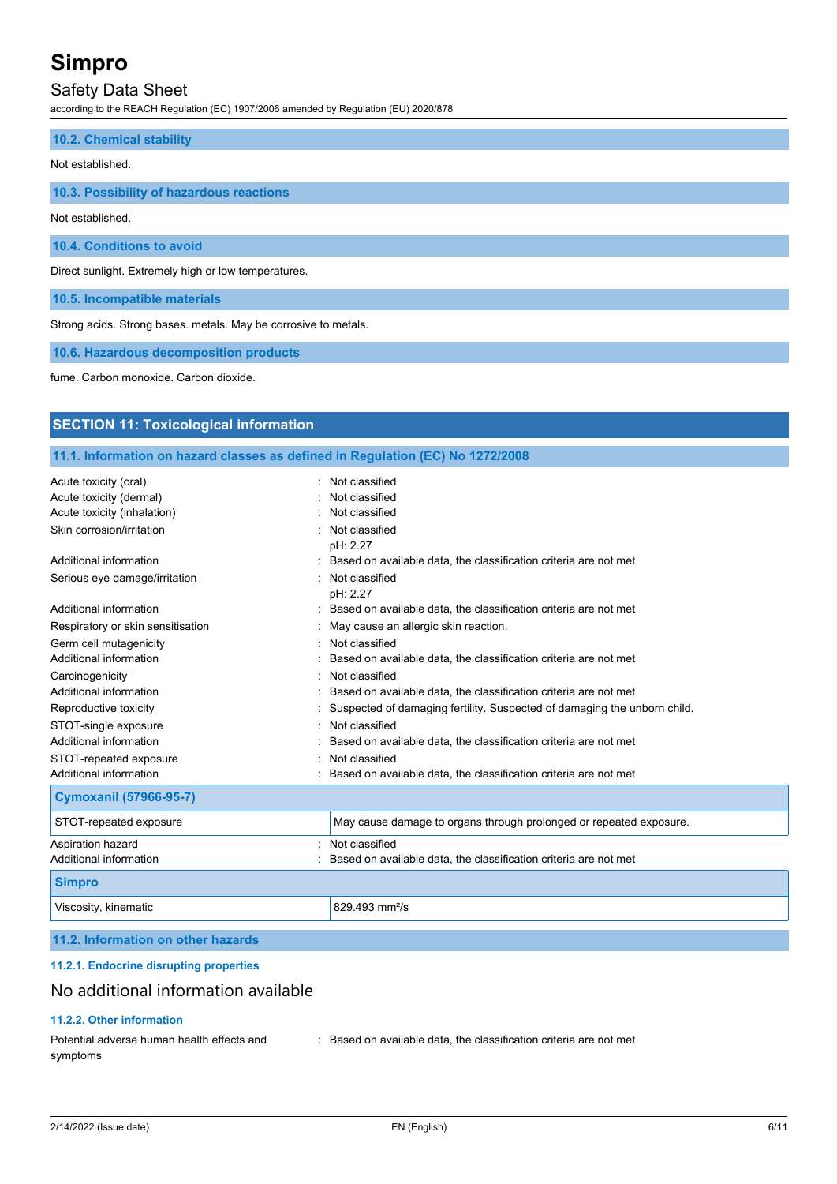### 10.2. Chemical stability

Not established.

### 10.3. Possibility of hazardous reactions

Not established.

### 10.4. Conditions to avoid

Direct sunlight. Extremely high or low temperatures.

### 10.5. Incompatible materials

Strong acids. Strong bases. metals. May be corrosive to metals.

### 10.6. Hazardous decomposition products

fume. Carbon monoxide. Carbon dioxide.

## SECTION 11: Toxicological information

### 11.1. Information on hazard classes as defined in Regulation (EC) No 1272/2008

Acute toxicity (oral) : Not classified
Acute toxicity (dermal) : Not classified
Acute toxicity (inhalation) : Not classified
Skin corrosion/irritation : Not classified
pH: 2.27
Additional information : Based on available data, the classification criteria are not met
Serious eye damage/irritation : Not classified
pH: 2.27
Additional information : Based on available data, the classification criteria are not met
Respiratory or skin sensitisation : May cause an allergic skin reaction.
Germ cell mutagenicity : Not classified
Additional information : Based on available data, the classification criteria are not met
Carcinogenicity : Not classified
Additional information : Based on available data, the classification criteria are not met
Reproductive toxicity : Suspected of damaging fertility. Suspected of damaging the unborn child.
STOT-single exposure : Not classified
Additional information : Based on available data, the classification criteria are not met
STOT-repeated exposure : Not classified
Additional information : Based on available data, the classification criteria are not met

| Cymoxanil (57966-95-7) | |
|---|---|
| STOT-repeated exposure | May cause damage to organs through prolonged or repeated exposure. |

Aspiration hazard : Not classified
Additional information : Based on available data, the classification criteria are not met

| Simpro | |
|---|---|
| Viscosity, kinematic | 829.493 $mm^2/s$ |

### 11.2. Information on other hazards

#### 11.2.1. Endocrine disrupting properties

No additional information available

#### 11.2.2. Other information

Potential adverse human health effects and symptoms : Based on available data, the classification criteria are not met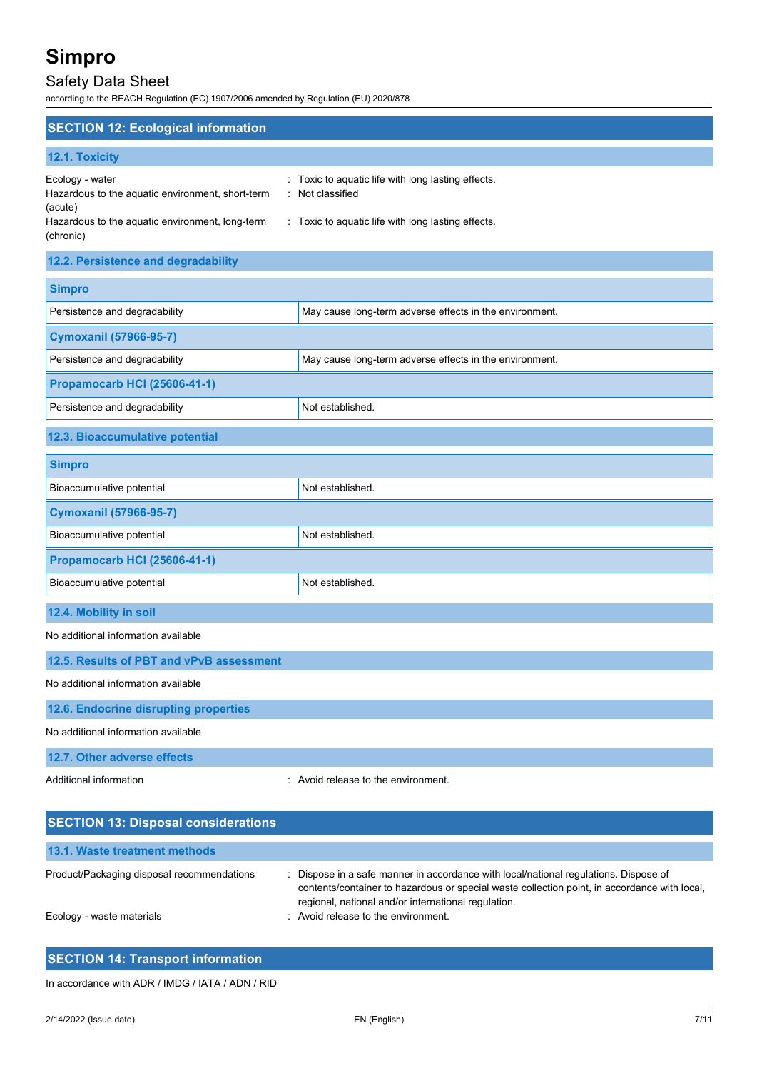## SECTION 12: Ecological information

### 12.1. Toxicity

Ecology - water : Toxic to aquatic life with long lasting effects.

Hazardous to the aquatic environment, short-term (acute) : Not classified

Hazardous to the aquatic environment, long-term (chronic) : Toxic to aquatic life with long lasting effects.

### 12.2. Persistence and degradability

| **Simpro** | |
|---|---|
| Persistence and degradability | May cause long-term adverse effects in the environment. |
| **Cymoxanil (57966-95-7)** | |
| Persistence and degradability | May cause long-term adverse effects in the environment. |
| **Propamocarb HCl (25606-41-1)** | |
| Persistence and degradability | Not established. |

### 12.3. Bioaccumulative potential

| **Simpro** | |
|---|---|
| Bioaccumulative potential | Not established. |
| **Cymoxanil (57966-95-7)** | |
| Bioaccumulative potential | Not established. |
| **Propamocarb HCl (25606-41-1)** | |
| Bioaccumulative potential | Not established. |

### 12.4. Mobility in soil

No additional information available

### 12.5. Results of PBT and vPvB assessment

No additional information available

### 12.6. Endocrine disrupting properties

No additional information available

### 12.7. Other adverse effects

Additional information : Avoid release to the environment.

## SECTION 13: Disposal considerations

### 13.1. Waste treatment methods

Product/Packaging disposal recommendations : Dispose in a safe manner in accordance with local/national regulations. Dispose of contents/container to hazardous or special waste collection point, in accordance with local, regional, national and/or international regulation.

Ecology - waste materials : Avoid release to the environment.

## SECTION 14: Transport information

In accordance with ADR / IMDG / IATA / ADN / RID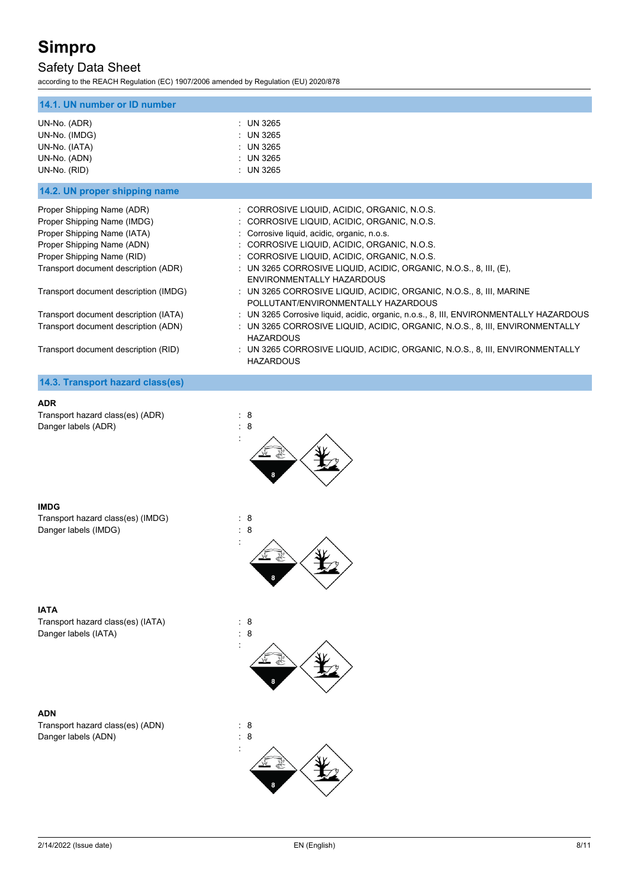### 14.1. UN number or ID number

UN-No. (ADR) : UN 3265
UN-No. (IMDG) : UN 3265
UN-No. (IATA) : UN 3265
UN-No. (ADN) : UN 3265
UN-No. (RID) : UN 3265

### 14.2. UN proper shipping name

Proper Shipping Name (ADR) : CORROSIVE LIQUID, ACIDIC, ORGANIC, N.O.S.
Proper Shipping Name (IMDG) : CORROSIVE LIQUID, ACIDIC, ORGANIC, N.O.S.
Proper Shipping Name (IATA) : Corrosive liquid, acidic, organic, n.o.s.
Proper Shipping Name (ADN) : CORROSIVE LIQUID, ACIDIC, ORGANIC, N.O.S.
Proper Shipping Name (RID) : CORROSIVE LIQUID, ACIDIC, ORGANIC, N.O.S.
Transport document description (ADR) : UN 3265 CORROSIVE LIQUID, ACIDIC, ORGANIC, N.O.S., 8, III, (E), ENVIRONMENTALLY HAZARDOUS
Transport document description (IMDG) : UN 3265 CORROSIVE LIQUID, ACIDIC, ORGANIC, N.O.S., 8, III, MARINE POLLUTANT/ENVIRONMENTALLY HAZARDOUS
Transport document description (IATA) : UN 3265 Corrosive liquid, acidic, organic, n.o.s., 8, III, ENVIRONMENTALLY HAZARDOUS
Transport document description (ADN) : UN 3265 CORROSIVE LIQUID, ACIDIC, ORGANIC, N.O.S., 8, III, ENVIRONMENTALLY HAZARDOUS
Transport document description (RID) : UN 3265 CORROSIVE LIQUID, ACIDIC, ORGANIC, N.O.S., 8, III, ENVIRONMENTALLY HAZARDOUS

### 14.3. Transport hazard class(es)

**ADR**

Transport hazard class(es) (ADR) : 8
Danger labels (ADR) : 8
:

**IMDG**

Transport hazard class(es) (IMDG) : 8
Danger labels (IMDG) : 8
:

**IATA**

Transport hazard class(es) (IATA) : 8
Danger labels (IATA) : 8
:

**ADN**

Transport hazard class(es) (ADN) : 8
Danger labels (ADN) : 8
: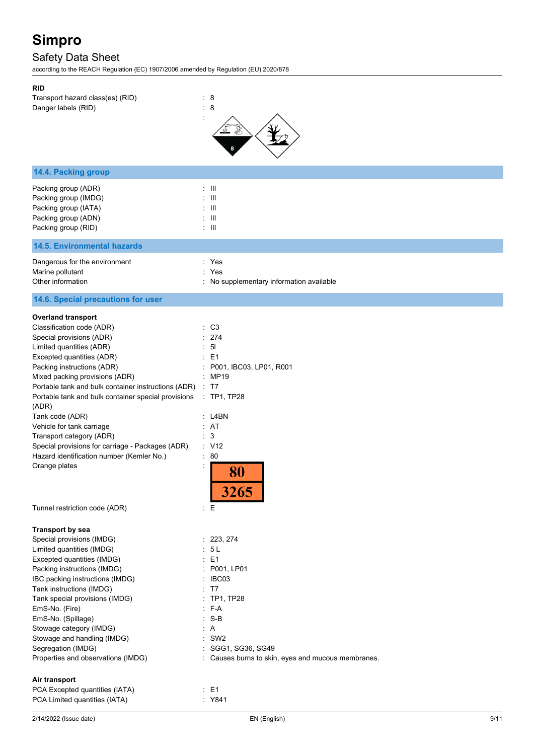**RID**

| | |
|---|---|
| Transport hazard class(es) (RID) | : 8 |
| Danger labels (RID) | : 8 |
| | : |

## 14.4. Packing group

| | |
|---|---|
| Packing group (ADR) | : III |
| Packing group (IMDG) | : III |
| Packing group (IATA) | : III |
| Packing group (ADN) | : III |
| Packing group (RID) | : III |

## 14.5. Environmental hazards

| | |
|---|---|
| Dangerous for the environment | : Yes |
| Marine pollutant | : Yes |
| Other information | : No supplementary information available |

## 14.6. Special precautions for user

**Overland transport**

| | |
|---|---|
| Classification code (ADR) | : C3 |
| Special provisions (ADR) | : 274 |
| Limited quantities (ADR) | : 5l |
| Excepted quantities (ADR) | : E1 |
| Packing instructions (ADR) | : P001, IBC03, LP01, R001 |
| Mixed packing provisions (ADR) | : MP19 |
| Portable tank and bulk container instructions (ADR) | : T7 |
| Portable tank and bulk container special provisions (ADR) | : TP1, TP28 |
| Tank code (ADR) | : L4BN |
| Vehicle for tank carriage | : AT |
| Transport category (ADR) | : 3 |
| Special provisions for carriage - Packages (ADR) | : V12 |
| Hazard identification number (Kemler No.) | : 80 |
| Orange plates | : 80 / 3265 |
| Tunnel restriction code (ADR) | : E |

**Transport by sea**

| | |
|---|---|
| Special provisions (IMDG) | : 223, 274 |
| Limited quantities (IMDG) | : 5 L |
| Excepted quantities (IMDG) | : E1 |
| Packing instructions (IMDG) | : P001, LP01 |
| IBC packing instructions (IMDG) | : IBC03 |
| Tank instructions (IMDG) | : T7 |
| Tank special provisions (IMDG) | : TP1, TP28 |
| EmS-No. (Fire) | : F-A |
| EmS-No. (Spillage) | : S-B |
| Stowage category (IMDG) | : A |
| Stowage and handling (IMDG) | : SW2 |
| Segregation (IMDG) | : SGG1, SG36, SG49 |
| Properties and observations (IMDG) | : Causes burns to skin, eyes and mucous membranes. |

**Air transport**

| | |
|---|---|
| PCA Excepted quantities (IATA) | : E1 |
| PCA Limited quantities (IATA) | : Y841 |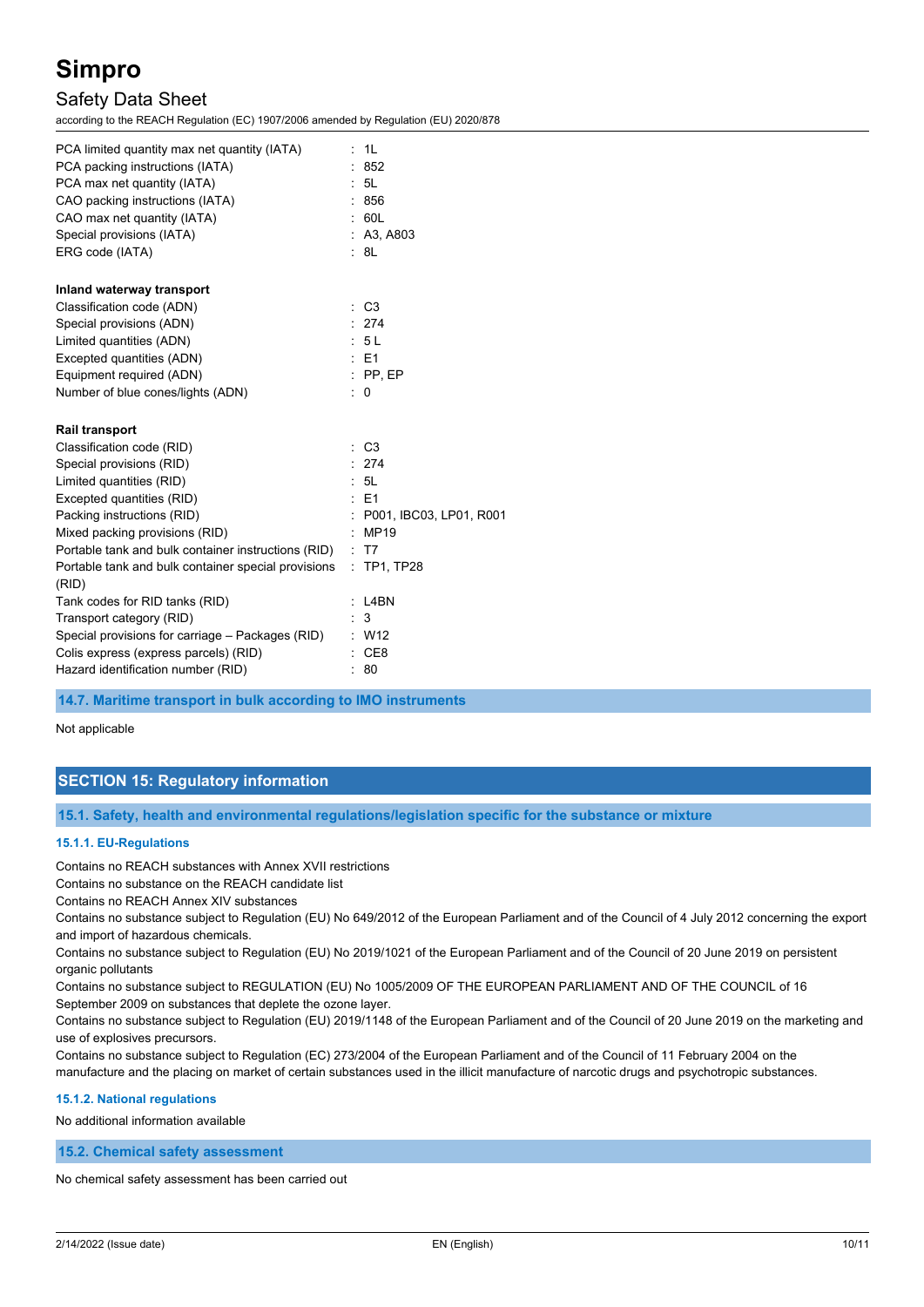PCA limited quantity max net quantity (IATA) : 1L
PCA packing instructions (IATA) : 852
PCA max net quantity (IATA) : 5L
CAO packing instructions (IATA) : 856
CAO max net quantity (IATA) : 60L
Special provisions (IATA) : A3, A803
ERG code (IATA) : 8L

**Inland waterway transport**

Classification code (ADN) : C3
Special provisions (ADN) : 274
Limited quantities (ADN) : 5 L
Excepted quantities (ADN) : E1
Equipment required (ADN) : PP, EP
Number of blue cones/lights (ADN) : 0

**Rail transport**

Classification code (RID) : C3
Special provisions (RID) : 274
Limited quantities (RID) : 5L
Excepted quantities (RID) : E1
Packing instructions (RID) : P001, IBC03, LP01, R001
Mixed packing provisions (RID) : MP19
Portable tank and bulk container instructions (RID) : T7
Portable tank and bulk container special provisions (RID) : TP1, TP28
Tank codes for RID tanks (RID) : L4BN
Transport category (RID) : 3
Special provisions for carriage – Packages (RID) : W12
Colis express (express parcels) (RID) : CE8
Hazard identification number (RID) : 80

### 14.7. Maritime transport in bulk according to IMO instruments

Not applicable

## SECTION 15: Regulatory information

### 15.1. Safety, health and environmental regulations/legislation specific for the substance or mixture

#### 15.1.1. EU-Regulations

Contains no REACH substances with Annex XVII restrictions
Contains no substance on the REACH candidate list
Contains no REACH Annex XIV substances
Contains no substance subject to Regulation (EU) No 649/2012 of the European Parliament and of the Council of 4 July 2012 concerning the export and import of hazardous chemicals.
Contains no substance subject to Regulation (EU) No 2019/1021 of the European Parliament and of the Council of 20 June 2019 on persistent organic pollutants
Contains no substance subject to REGULATION (EU) No 1005/2009 OF THE EUROPEAN PARLIAMENT AND OF THE COUNCIL of 16 September 2009 on substances that deplete the ozone layer.
Contains no substance subject to Regulation (EU) 2019/1148 of the European Parliament and of the Council of 20 June 2019 on the marketing and use of explosives precursors.
Contains no substance subject to Regulation (EC) 273/2004 of the European Parliament and of the Council of 11 February 2004 on the manufacture and the placing on market of certain substances used in the illicit manufacture of narcotic drugs and psychotropic substances.

#### 15.1.2. National regulations

No additional information available

### 15.2. Chemical safety assessment

No chemical safety assessment has been carried out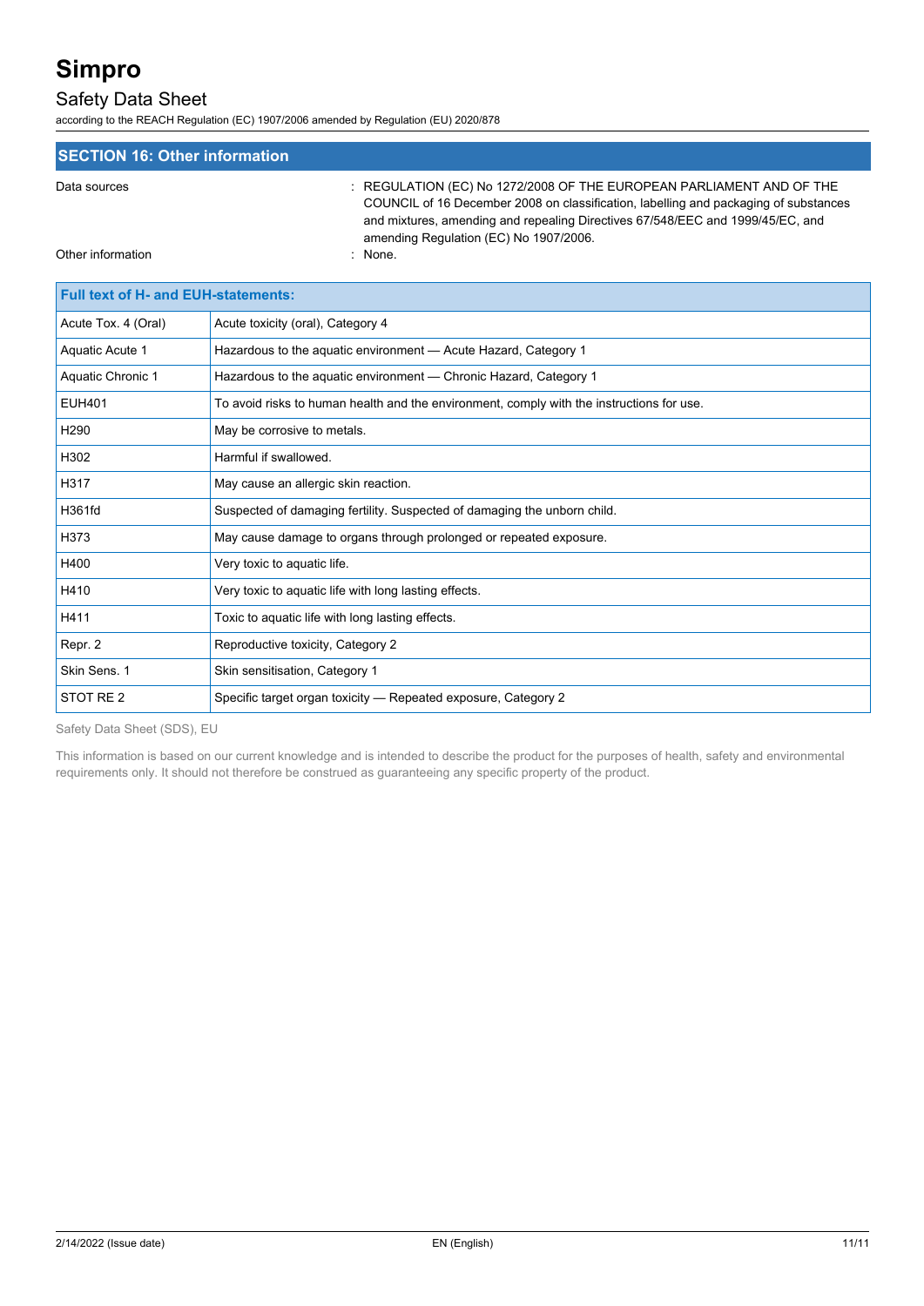## SECTION 16: Other information

Data sources : REGULATION (EC) No 1272/2008 OF THE EUROPEAN PARLIAMENT AND OF THE COUNCIL of 16 December 2008 on classification, labelling and packaging of substances and mixtures, amending and repealing Directives 67/548/EEC and 1999/45/EC, and amending Regulation (EC) No 1907/2006.

Other information : None.

| Full text of H- and EUH-statements: | |
|---|---|
| Acute Tox. 4 (Oral) | Acute toxicity (oral), Category 4 |
| Aquatic Acute 1 | Hazardous to the aquatic environment — Acute Hazard, Category 1 |
| Aquatic Chronic 1 | Hazardous to the aquatic environment — Chronic Hazard, Category 1 |
| EUH401 | To avoid risks to human health and the environment, comply with the instructions for use. |
| H290 | May be corrosive to metals. |
| H302 | Harmful if swallowed. |
| H317 | May cause an allergic skin reaction. |
| H361fd | Suspected of damaging fertility. Suspected of damaging the unborn child. |
| H373 | May cause damage to organs through prolonged or repeated exposure. |
| H400 | Very toxic to aquatic life. |
| H410 | Very toxic to aquatic life with long lasting effects. |
| H411 | Toxic to aquatic life with long lasting effects. |
| Repr. 2 | Reproductive toxicity, Category 2 |
| Skin Sens. 1 | Skin sensitisation, Category 1 |
| STOT RE 2 | Specific target organ toxicity — Repeated exposure, Category 2 |

Safety Data Sheet (SDS), EU

This information is based on our current knowledge and is intended to describe the product for the purposes of health, safety and environmental requirements only. It should not therefore be construed as guaranteeing any specific property of the product.